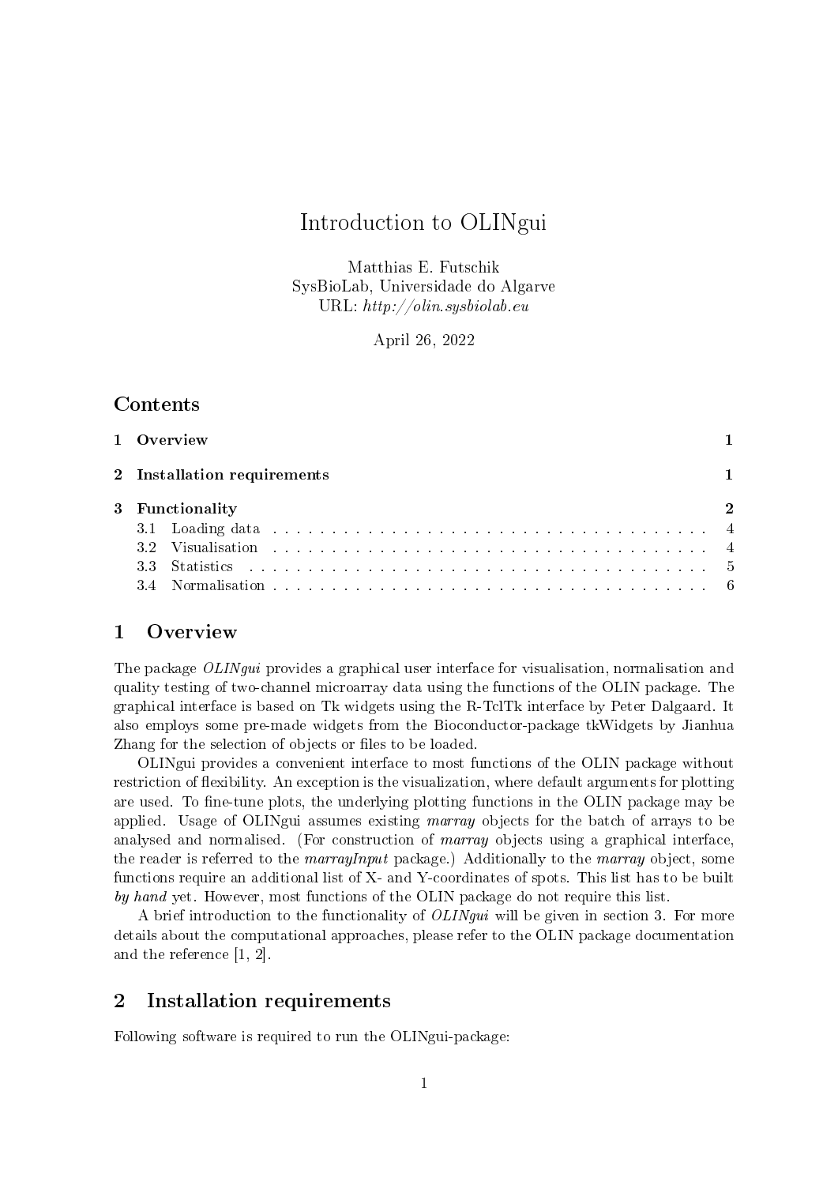# Introduction to OLINgui

Matthias E. Futschik
SysBioLab, Universidade do Algarve
URL: *http://olin.sysbiolab.eu*

April 26, 2022

## Contents

1 Overview — 1

2 Installation requirements — 1

3 Functionality — 2
- 3.1 Loading data — 4
- 3.2 Visualisation — 4
- 3.3 Statistics — 5
- 3.4 Normalisation — 6

## 1 Overview

The package *OLINgui* provides a graphical user interface for visualisation, normalisation and quality testing of two-channel microarray data using the functions of the OLIN package. The graphical interface is based on Tk widgets using the R-TclTk interface by Peter Dalgaard. It also employs some pre-made widgets from the Bioconductor-package tkWidgets by Jianhua Zhang for the selection of objects or files to be loaded.

OLINgui provides a convenient interface to most functions of the OLIN package without restriction of flexibility. An exception is the visualization, where default arguments for plotting are used. To fine-tune plots, the underlying plotting functions in the OLIN package may be applied. Usage of OLINgui assumes existing *marray* objects for the batch of arrays to be analysed and normalised. (For construction of *marray* objects using a graphical interface, the reader is referred to the *marrayInput* package.) Additionally to the *marray* object, some functions require an additional list of X- and Y-coordinates of spots. This list has to be built *by hand* yet. However, most functions of the OLIN package do not require this list.

A brief introduction to the functionality of *OLINgui* will be given in section 3. For more details about the computational approaches, please refer to the OLIN package documentation and the reference [1, 2].

## 2 Installation requirements

Following software is required to run the OLINgui-package: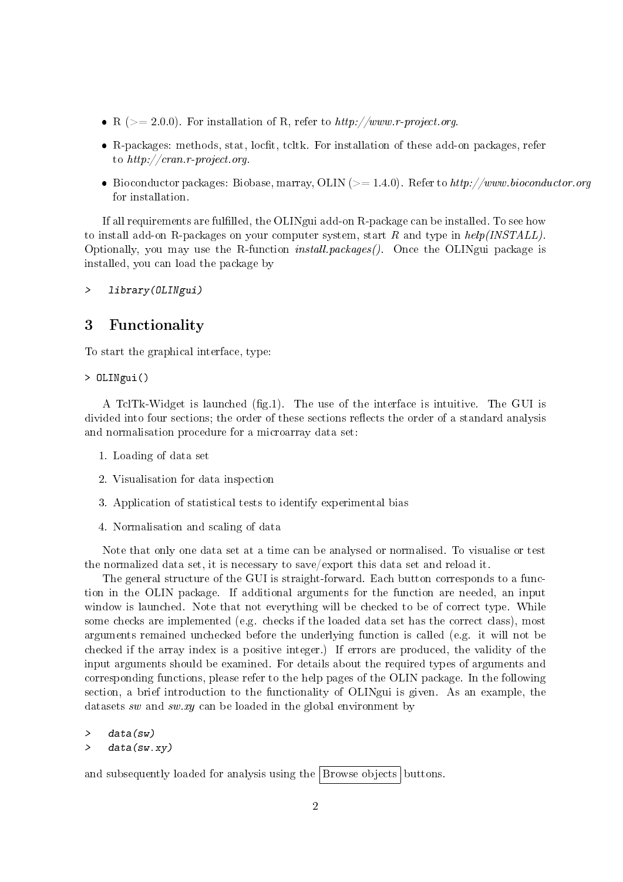- R (>= 2.0.0). For installation of R, refer to *http://www.r-project.org*.
- R-packages: methods, stat, locfit, tcltk. For installation of these add-on packages, refer to *http://cran.r-project.org*.
- Bioconductor packages: Biobase, marray, OLIN (>= 1.4.0). Refer to *http://www.bioconductor.org* for installation.

If all requirements are fulfilled, the OLINgui add-on R-package can be installed. To see how to install add-on R-packages on your computer system, start *R* and type in *help(INSTALL)*. Optionally, you may use the R-function *install.packages()*. Once the OLINgui package is installed, you can load the package by

```
>   library(OLINgui)
```

## 3 Functionality

To start the graphical interface, type:

```
> OLINgui()
```

A TclTk-Widget is launched (fig.1). The use of the interface is intuitive. The GUI is divided into four sections; the order of these sections reflects the order of a standard analysis and normalisation procedure for a microarray data set:

1. Loading of data set
2. Visualisation for data inspection
3. Application of statistical tests to identify experimental bias
4. Normalisation and scaling of data

Note that only one data set at a time can be analysed or normalised. To visualise or test the normalized data set, it is necessary to save/export this data set and reload it.

The general structure of the GUI is straight-forward. Each button corresponds to a function in the OLIN package. If additional arguments for the function are needed, an input window is launched. Note that not everything will be checked to be of correct type. While some checks are implemented (e.g. checks if the loaded data set has the correct class), most arguments remained unchecked before the underlying function is called (e.g. it will not be checked if the array index is a positive integer.) If errors are produced, the validity of the input arguments should be examined. For details about the required types of arguments and corresponding functions, please refer to the help pages of the OLIN package. In the following section, a brief introduction to the functionality of OLINgui is given. As an example, the datasets *sw* and *sw.xy* can be loaded in the global environment by

```
>   data(sw)
>   data(sw.xy)
```

and subsequently loaded for analysis using the Browse objects buttons.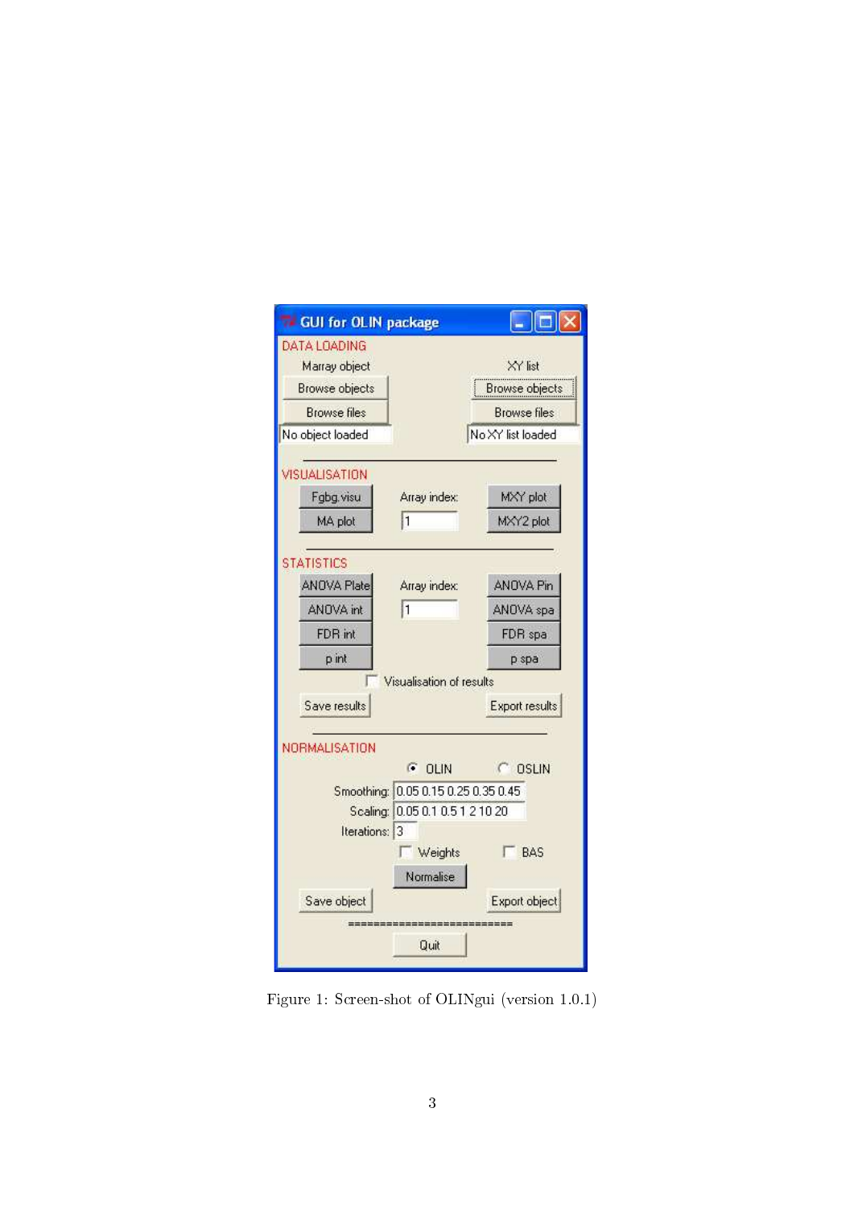Figure 1: Screen-shot of OLINgui (version 1.0.1)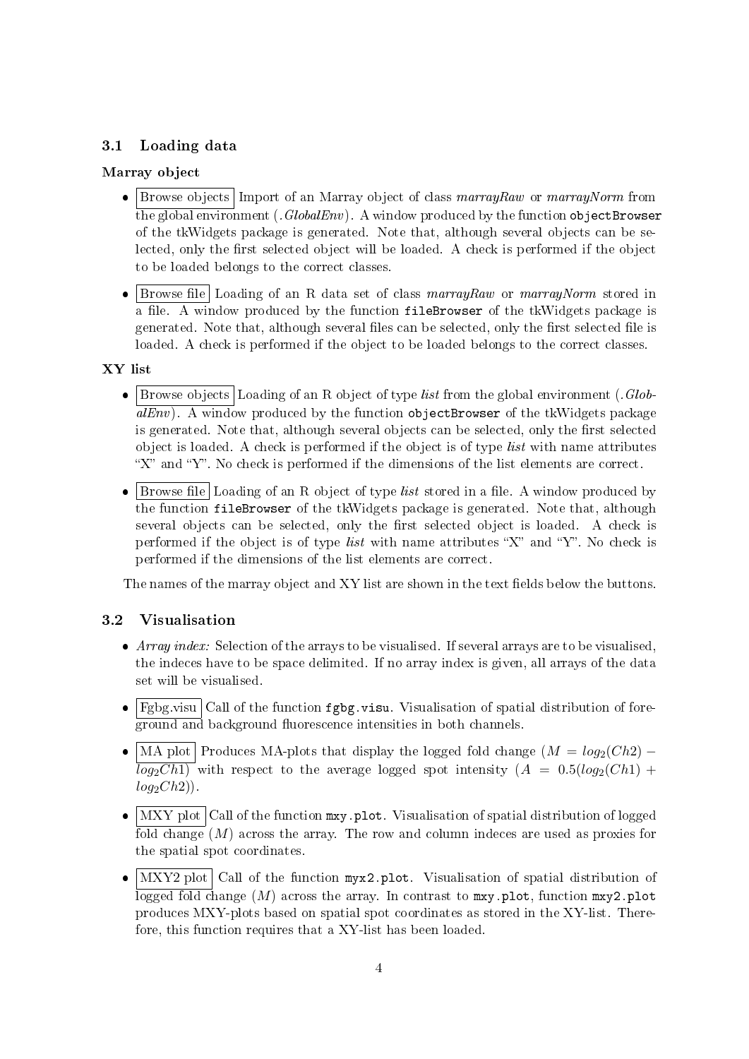### 3.1 Loading data

**Marray object**

- Browse objects Import of an Marray object of class *marrayRaw* or *marrayNorm* from the global environment (*.GlobalEnv*). A window produced by the function `objectBrowser` of the tkWidgets package is generated. Note that, although several objects can be selected, only the first selected object will be loaded. A check is performed if the object to be loaded belongs to the correct classes.
- Browse file Loading of an R data set of class *marrayRaw* or *marrayNorm* stored in a file. A window produced by the function `fileBrowser` of the tkWidgets package is generated. Note that, although several files can be selected, only the first selected file is loaded. A check is performed if the object to be loaded belongs to the correct classes.

**XY list**

- Browse objects Loading of an R object of type *list* from the global environment (*.GlobalEnv*). A window produced by the function `objectBrowser` of the tkWidgets package is generated. Note that, although several objects can be selected, only the first selected object is loaded. A check is performed if the object is of type *list* with name attributes "X" and "Y". No check is performed if the dimensions of the list elements are correct.
- Browse file Loading of an R object of type *list* stored in a file. A window produced by the function `fileBrowser` of the tkWidgets package is generated. Note that, although several objects can be selected, only the first selected object is loaded. A check is performed if the object is of type *list* with name attributes "X" and "Y". No check is performed if the dimensions of the list elements are correct.

The names of the marray object and XY list are shown in the text fields below the buttons.

### 3.2 Visualisation

- *Array index:* Selection of the arrays to be visualised. If several arrays are to be visualised, the indeces have to be space delimited. If no array index is given, all arrays of the data set will be visualised.
- Fgbg.visu Call of the function `fgbg.visu`. Visualisation of spatial distribution of foreground and background fluorescence intensities in both channels.
- MA plot Produces MA-plots that display the logged fold change ($M = log_2(Ch2) - log_2 Ch1$) with respect to the average logged spot intensity ($A = 0.5(log_2(Ch1) + log_2 Ch2)$).
- MXY plot Call of the function `mxy.plot`. Visualisation of spatial distribution of logged fold change ($M$) across the array. The row and column indeces are used as proxies for the spatial spot coordinates.
- MXY2 plot Call of the function `myx2.plot`. Visualisation of spatial distribution of logged fold change ($M$) across the array. In contrast to `mxy.plot`, function `mxy2.plot` produces MXY-plots based on spatial spot coordinates as stored in the XY-list. Therefore, this function requires that a XY-list has been loaded.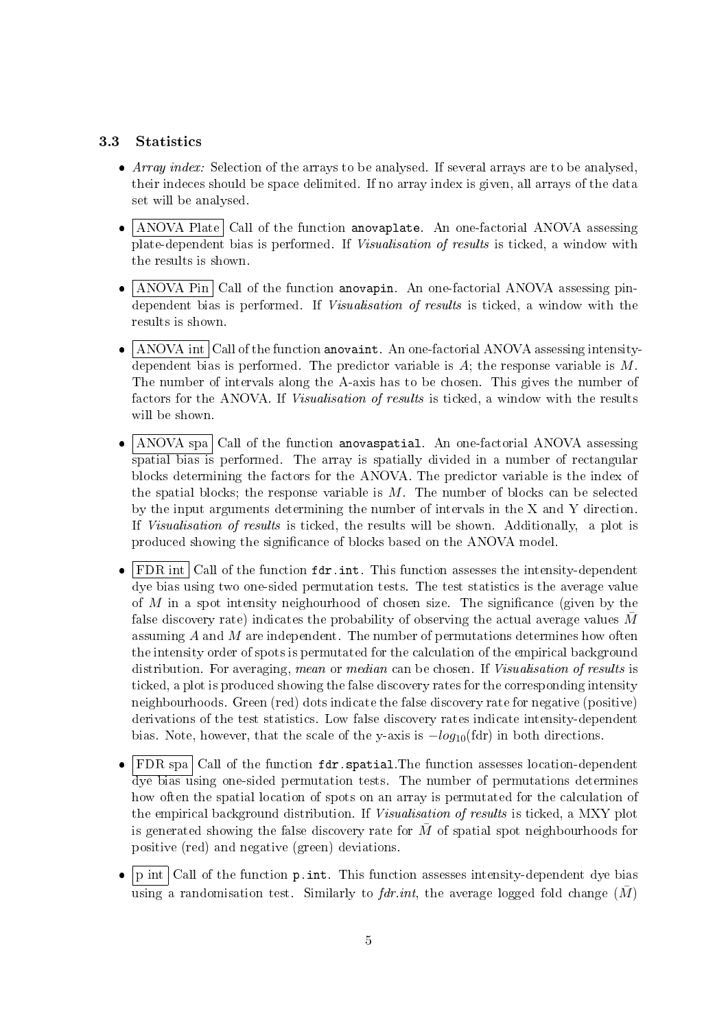### 3.3 Statistics

- *Array index:* Selection of the arrays to be analysed. If several arrays are to be analysed, their indeces should be space delimited. If no array index is given, all arrays of the data set will be analysed.

- ANOVA Plate Call of the function `anovaplate`. An one-factorial ANOVA assessing plate-dependent bias is performed. If *Visualisation of results* is ticked, a window with the results is shown.

- ANOVA Pin Call of the function `anovapin`. An one-factorial ANOVA assessing pin-dependent bias is performed. If *Visualisation of results* is ticked, a window with the results is shown.

- ANOVA int Call of the function `anovaint`. An one-factorial ANOVA assessing intensity-dependent bias is performed. The predictor variable is $A$; the response variable is $M$. The number of intervals along the A-axis has to be chosen. This gives the number of factors for the ANOVA. If *Visualisation of results* is ticked, a window with the results will be shown.

- ANOVA spa Call of the function `anovaspatial`. An one-factorial ANOVA assessing spatial bias is performed. The array is spatially divided in a number of rectangular blocks determining the factors for the ANOVA. The predictor variable is the index of the spatial blocks; the response variable is $M$. The number of blocks can be selected by the input arguments determining the number of intervals in the X and Y direction. If *Visualisation of results* is ticked, the results will be shown. Additionally, a plot is produced showing the significance of blocks based on the ANOVA model.

- FDR int Call of the function `fdr.int`. This function assesses the intensity-dependent dye bias using two one-sided permutation tests. The test statistics is the average value of $M$ in a spot intensity neighourhood of chosen size. The significance (given by the false discovery rate) indicates the probability of observing the actual average values $\bar{M}$ assuming $A$ and $M$ are independent. The number of permutations determines how often the intensity order of spots is permutated for the calculation of the empirical background distribution. For averaging, *mean* or *median* can be chosen. If *Visualisation of results* is ticked, a plot is produced showing the false discovery rates for the corresponding intensity neighbourhoods. Green (red) dots indicate the false discovery rate for negative (positive) derivations of the test statistics. Low false discovery rates indicate intensity-dependent bias. Note, however, that the scale of the y-axis is $-log_{10}(\text{fdr})$ in both directions.

- FDR spa Call of the function `fdr.spatial`.The function assesses location-dependent dye bias using one-sided permutation tests. The number of permutations determines how often the spatial location of spots on an array is permutated for the calculation of the empirical background distribution. If *Visualisation of results* is ticked, a MXY plot is generated showing the false discovery rate for $\bar{M}$ of spatial spot neighbourhoods for positive (red) and negative (green) deviations.

- p int Call of the function `p.int`. This function assesses intensity-dependent dye bias using a randomisation test. Similarly to *fdr.int*, the average logged fold change ($\bar{M}$)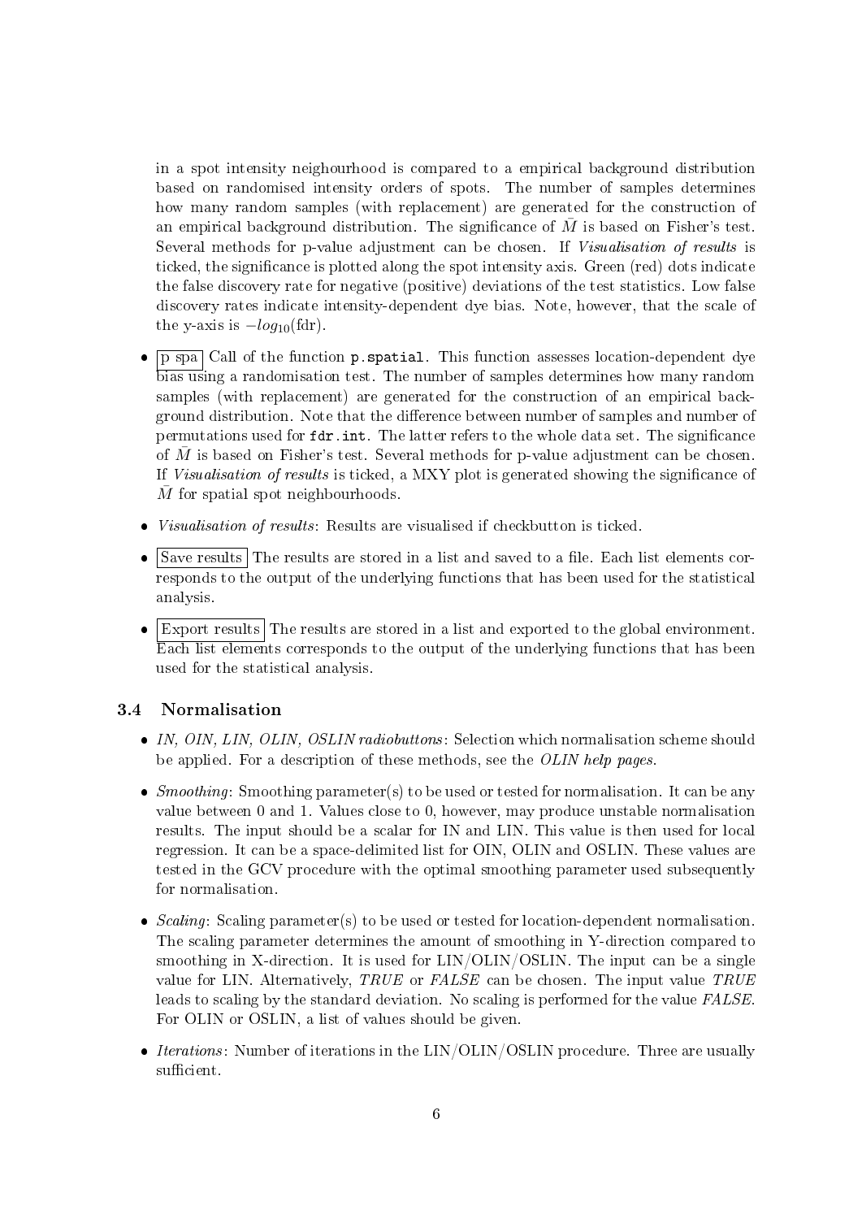in a spot intensity neighourhood is compared to a empirical background distribution based on randomised intensity orders of spots. The number of samples determines how many random samples (with replacement) are generated for the construction of an empirical background distribution. The significance of $\bar{M}$ is based on Fisher's test. Several methods for p-value adjustment can be chosen. If *Visualisation of results* is ticked, the significance is plotted along the spot intensity axis. Green (red) dots indicate the false discovery rate for negative (positive) deviations of the test statistics. Low false discovery rates indicate intensity-dependent dye bias. Note, however, that the scale of the y-axis is $-log_{10}(\text{fdr})$.

- p spa Call of the function `p.spatial`. This function assesses location-dependent dye bias using a randomisation test. The number of samples determines how many random samples (with replacement) are generated for the construction of an empirical background distribution. Note that the difference between number of samples and number of permutations used for `fdr.int`. The latter refers to the whole data set. The significance of $\bar{M}$ is based on Fisher's test. Several methods for p-value adjustment can be chosen. If *Visualisation of results* is ticked, a MXY plot is generated showing the significance of $\bar{M}$ for spatial spot neighbourhoods.
- *Visualisation of results*: Results are visualised if checkbutton is ticked.
- Save results The results are stored in a list and saved to a file. Each list elements corresponds to the output of the underlying functions that has been used for the statistical analysis.
- Export results The results are stored in a list and exported to the global environment. Each list elements corresponds to the output of the underlying functions that has been used for the statistical analysis.

### 3.4 Normalisation

- *IN, OIN, LIN, OLIN, OSLIN radiobuttons*: Selection which normalisation scheme should be applied. For a description of these methods, see the *OLIN help pages*.
- *Smoothing*: Smoothing parameter(s) to be used or tested for normalisation. It can be any value between 0 and 1. Values close to 0, however, may produce unstable normalisation results. The input should be a scalar for IN and LIN. This value is then used for local regression. It can be a space-delimited list for OIN, OLIN and OSLIN. These values are tested in the GCV procedure with the optimal smoothing parameter used subsequently for normalisation.
- *Scaling*: Scaling parameter(s) to be used or tested for location-dependent normalisation. The scaling parameter determines the amount of smoothing in Y-direction compared to smoothing in X-direction. It is used for LIN/OLIN/OSLIN. The input can be a single value for LIN. Alternatively, *TRUE* or *FALSE* can be chosen. The input value *TRUE* leads to scaling by the standard deviation. No scaling is performed for the value *FALSE*. For OLIN or OSLIN, a list of values should be given.
- *Iterations*: Number of iterations in the LIN/OLIN/OSLIN procedure. Three are usually sufficient.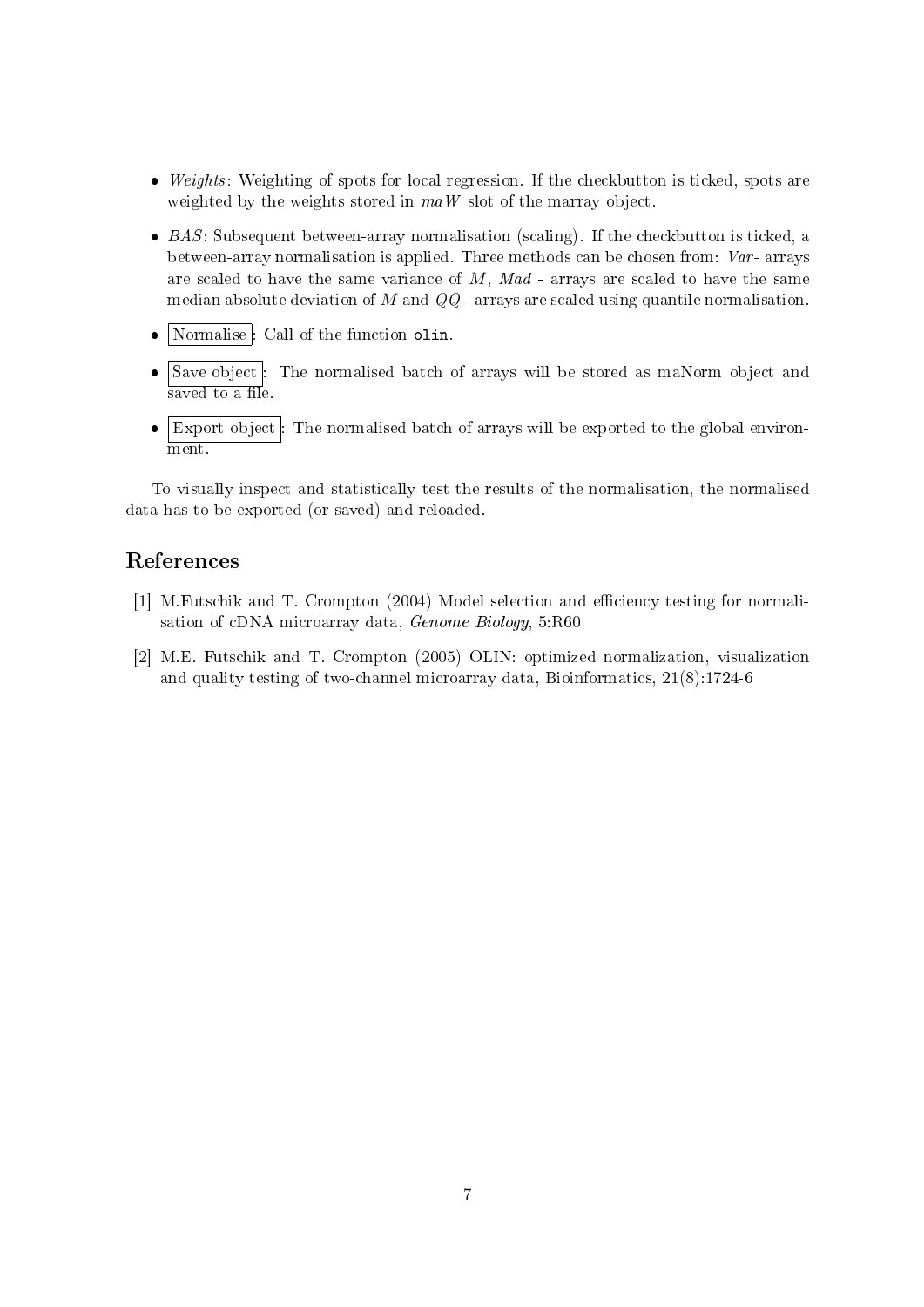- *Weights*: Weighting of spots for local regression. If the checkbutton is ticked, spots are weighted by the weights stored in *maW* slot of the marray object.
- *BAS*: Subsequent between-array normalisation (scaling). If the checkbutton is ticked, a between-array normalisation is applied. Three methods can be chosen from: *Var*- arrays are scaled to have the same variance of $M$, *Mad* - arrays are scaled to have the same median absolute deviation of $M$ and $QQ$ - arrays are scaled using quantile normalisation.
- Normalise : Call of the function `olin`.
- Save object : The normalised batch of arrays will be stored as maNorm object and saved to a file.
- Export object : The normalised batch of arrays will be exported to the global environment.

To visually inspect and statistically test the results of the normalisation, the normalised data has to be exported (or saved) and reloaded.

## References

[1] M.Futschik and T. Crompton (2004) Model selection and efficiency testing for normalisation of cDNA microarray data, *Genome Biology*, 5:R60

[2] M.E. Futschik and T. Crompton (2005) OLIN: optimized normalization, visualization and quality testing of two-channel microarray data, Bioinformatics, 21(8):1724-6